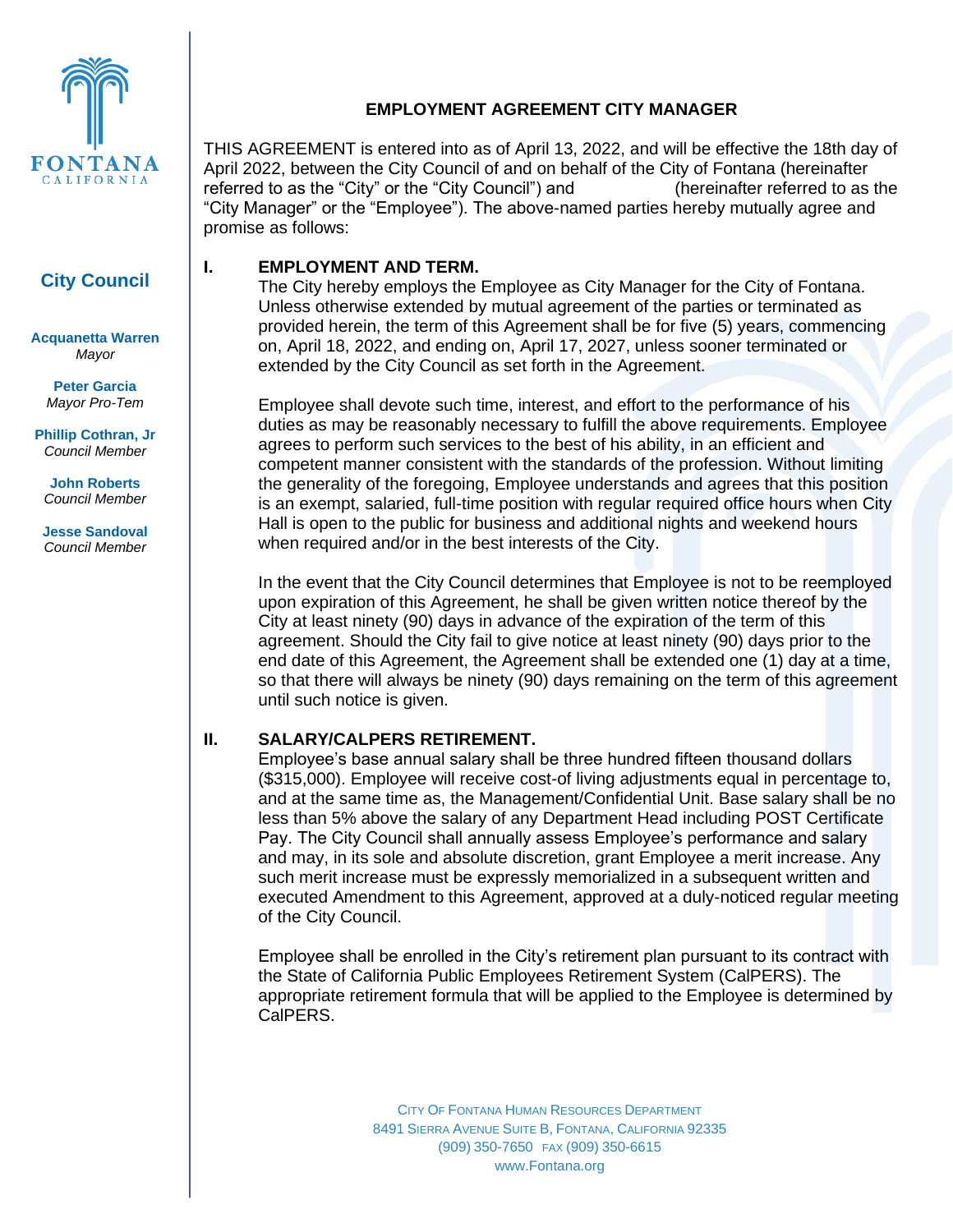FONTANA
CALIFORNIA

**City Council**

**Acquanetta Warren**
*Mayor*

**Peter Garcia**
*Mayor Pro-Tem*

**Phillip Cothran, Jr**
*Council Member*

**John Roberts**
*Council Member*

**Jesse Sandoval**
*Council Member*

# EMPLOYMENT AGREEMENT CITY MANAGER

THIS AGREEMENT is entered into as of April 13, 2022, and will be effective the 18th day of April 2022, between the City Council of and on behalf of the City of Fontana (hereinafter referred to as the "City" or the "City Council") and (hereinafter referred to as the "City Manager" or the "Employee"). The above-named parties hereby mutually agree and promise as follows:

## I. EMPLOYMENT AND TERM.

The City hereby employs the Employee as City Manager for the City of Fontana. Unless otherwise extended by mutual agreement of the parties or terminated as provided herein, the term of this Agreement shall be for five (5) years, commencing on, April 18, 2022, and ending on, April 17, 2027, unless sooner terminated or extended by the City Council as set forth in the Agreement.

Employee shall devote such time, interest, and effort to the performance of his duties as may be reasonably necessary to fulfill the above requirements. Employee agrees to perform such services to the best of his ability, in an efficient and competent manner consistent with the standards of the profession. Without limiting the generality of the foregoing, Employee understands and agrees that this position is an exempt, salaried, full-time position with regular required office hours when City Hall is open to the public for business and additional nights and weekend hours when required and/or in the best interests of the City.

In the event that the City Council determines that Employee is not to be reemployed upon expiration of this Agreement, he shall be given written notice thereof by the City at least ninety (90) days in advance of the expiration of the term of this agreement. Should the City fail to give notice at least ninety (90) days prior to the end date of this Agreement, the Agreement shall be extended one (1) day at a time, so that there will always be ninety (90) days remaining on the term of this agreement until such notice is given.

## II. SALARY/CALPERS RETIREMENT.

Employee's base annual salary shall be three hundred fifteen thousand dollars ($315,000). Employee will receive cost-of living adjustments equal in percentage to, and at the same time as, the Management/Confidential Unit. Base salary shall be no less than 5% above the salary of any Department Head including POST Certificate Pay. The City Council shall annually assess Employee's performance and salary and may, in its sole and absolute discretion, grant Employee a merit increase. Any such merit increase must be expressly memorialized in a subsequent written and executed Amendment to this Agreement, approved at a duly-noticed regular meeting of the City Council.

Employee shall be enrolled in the City's retirement plan pursuant to its contract with the State of California Public Employees Retirement System (CalPERS). The appropriate retirement formula that will be applied to the Employee is determined by CalPERS.

CITY OF FONTANA HUMAN RESOURCES DEPARTMENT
8491 SIERRA AVENUE SUITE B, FONTANA, CALIFORNIA 92335
(909) 350-7650 FAX (909) 350-6615
www.Fontana.org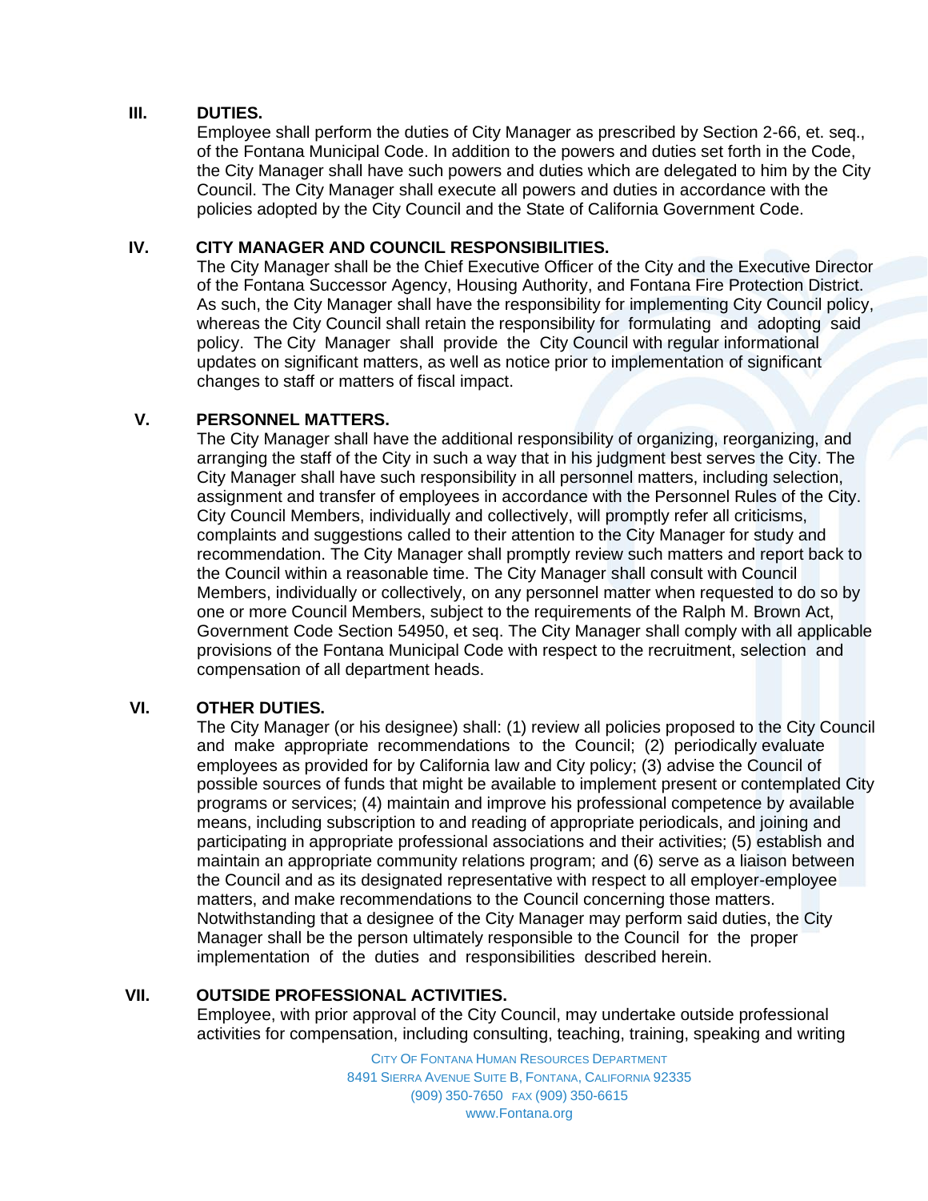## III. DUTIES.

Employee shall perform the duties of City Manager as prescribed by Section 2-66, et. seq., of the Fontana Municipal Code. In addition to the powers and duties set forth in the Code, the City Manager shall have such powers and duties which are delegated to him by the City Council. The City Manager shall execute all powers and duties in accordance with the policies adopted by the City Council and the State of California Government Code.

## IV. CITY MANAGER AND COUNCIL RESPONSIBILITIES.

The City Manager shall be the Chief Executive Officer of the City and the Executive Director of the Fontana Successor Agency, Housing Authority, and Fontana Fire Protection District. As such, the City Manager shall have the responsibility for implementing City Council policy, whereas the City Council shall retain the responsibility for formulating and adopting said policy. The City Manager shall provide the City Council with regular informational updates on significant matters, as well as notice prior to implementation of significant changes to staff or matters of fiscal impact.

## V. PERSONNEL MATTERS.

The City Manager shall have the additional responsibility of organizing, reorganizing, and arranging the staff of the City in such a way that in his judgment best serves the City. The City Manager shall have such responsibility in all personnel matters, including selection, assignment and transfer of employees in accordance with the Personnel Rules of the City. City Council Members, individually and collectively, will promptly refer all criticisms, complaints and suggestions called to their attention to the City Manager for study and recommendation. The City Manager shall promptly review such matters and report back to the Council within a reasonable time. The City Manager shall consult with Council Members, individually or collectively, on any personnel matter when requested to do so by one or more Council Members, subject to the requirements of the Ralph M. Brown Act, Government Code Section 54950, et seq. The City Manager shall comply with all applicable provisions of the Fontana Municipal Code with respect to the recruitment, selection and compensation of all department heads.

## VI. OTHER DUTIES.

The City Manager (or his designee) shall: (1) review all policies proposed to the City Council and make appropriate recommendations to the Council; (2) periodically evaluate employees as provided for by California law and City policy; (3) advise the Council of possible sources of funds that might be available to implement present or contemplated City programs or services; (4) maintain and improve his professional competence by available means, including subscription to and reading of appropriate periodicals, and joining and participating in appropriate professional associations and their activities; (5) establish and maintain an appropriate community relations program; and (6) serve as a liaison between the Council and as its designated representative with respect to all employer-employee matters, and make recommendations to the Council concerning those matters. Notwithstanding that a designee of the City Manager may perform said duties, the City Manager shall be the person ultimately responsible to the Council for the proper implementation of the duties and responsibilities described herein.

## VII. OUTSIDE PROFESSIONAL ACTIVITIES.

Employee, with prior approval of the City Council, may undertake outside professional activities for compensation, including consulting, teaching, training, speaking and writing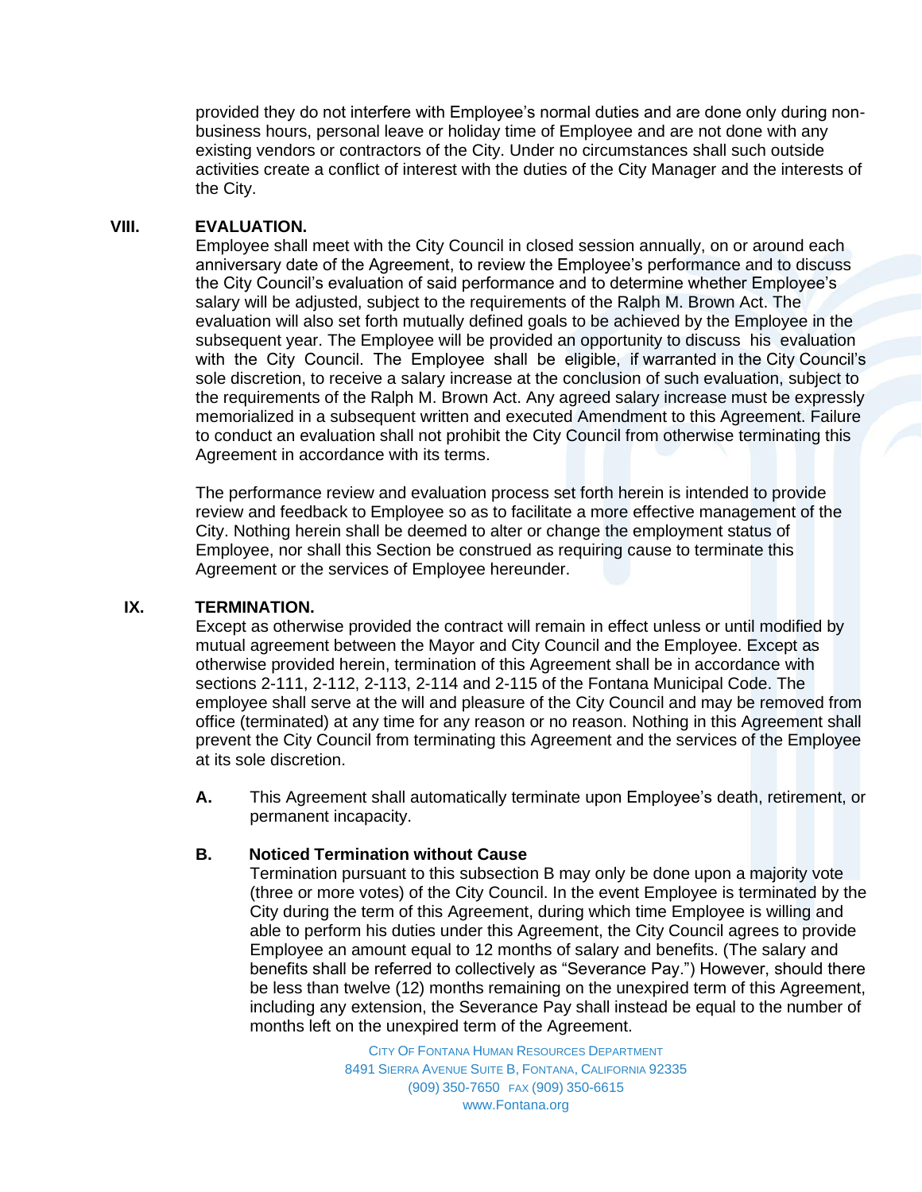provided they do not interfere with Employee's normal duties and are done only during non-business hours, personal leave or holiday time of Employee and are not done with any existing vendors or contractors of the City. Under no circumstances shall such outside activities create a conflict of interest with the duties of the City Manager and the interests of the City.

## VIII. EVALUATION.

Employee shall meet with the City Council in closed session annually, on or around each anniversary date of the Agreement, to review the Employee's performance and to discuss the City Council's evaluation of said performance and to determine whether Employee's salary will be adjusted, subject to the requirements of the Ralph M. Brown Act. The evaluation will also set forth mutually defined goals to be achieved by the Employee in the subsequent year. The Employee will be provided an opportunity to discuss his evaluation with the City Council. The Employee shall be eligible, if warranted in the City Council's sole discretion, to receive a salary increase at the conclusion of such evaluation, subject to the requirements of the Ralph M. Brown Act. Any agreed salary increase must be expressly memorialized in a subsequent written and executed Amendment to this Agreement. Failure to conduct an evaluation shall not prohibit the City Council from otherwise terminating this Agreement in accordance with its terms.

The performance review and evaluation process set forth herein is intended to provide review and feedback to Employee so as to facilitate a more effective management of the City. Nothing herein shall be deemed to alter or change the employment status of Employee, nor shall this Section be construed as requiring cause to terminate this Agreement or the services of Employee hereunder.

## IX. TERMINATION.

Except as otherwise provided the contract will remain in effect unless or until modified by mutual agreement between the Mayor and City Council and the Employee. Except as otherwise provided herein, termination of this Agreement shall be in accordance with sections 2-111, 2-112, 2-113, 2-114 and 2-115 of the Fontana Municipal Code. The employee shall serve at the will and pleasure of the City Council and may be removed from office (terminated) at any time for any reason or no reason. Nothing in this Agreement shall prevent the City Council from terminating this Agreement and the services of the Employee at its sole discretion.

**A.** This Agreement shall automatically terminate upon Employee's death, retirement, or permanent incapacity.

**B. Noticed Termination without Cause**

Termination pursuant to this subsection B may only be done upon a majority vote (three or more votes) of the City Council. In the event Employee is terminated by the City during the term of this Agreement, during which time Employee is willing and able to perform his duties under this Agreement, the City Council agrees to provide Employee an amount equal to 12 months of salary and benefits. (The salary and benefits shall be referred to collectively as "Severance Pay.") However, should there be less than twelve (12) months remaining on the unexpired term of this Agreement, including any extension, the Severance Pay shall instead be equal to the number of months left on the unexpired term of the Agreement.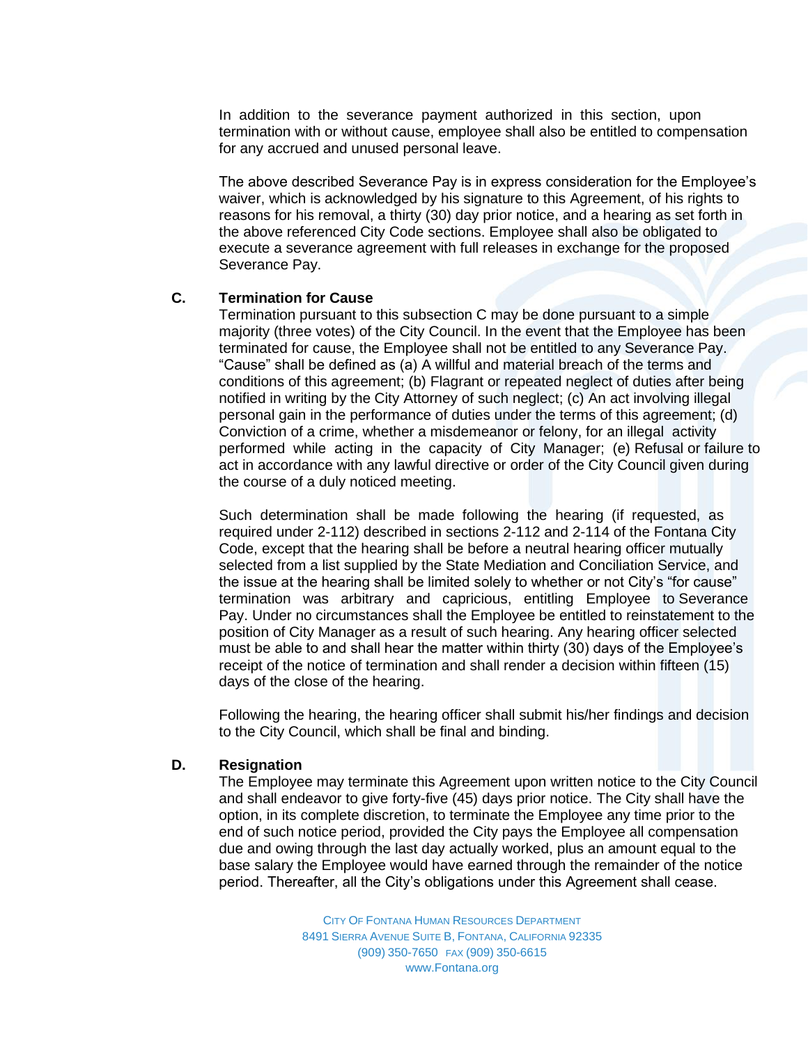In addition to the severance payment authorized in this section, upon termination with or without cause, employee shall also be entitled to compensation for any accrued and unused personal leave.

The above described Severance Pay is in express consideration for the Employee's waiver, which is acknowledged by his signature to this Agreement, of his rights to reasons for his removal, a thirty (30) day prior notice, and a hearing as set forth in the above referenced City Code sections. Employee shall also be obligated to execute a severance agreement with full releases in exchange for the proposed Severance Pay.

**C. Termination for Cause**

Termination pursuant to this subsection C may be done pursuant to a simple majority (three votes) of the City Council. In the event that the Employee has been terminated for cause, the Employee shall not be entitled to any Severance Pay. "Cause" shall be defined as (a) A willful and material breach of the terms and conditions of this agreement; (b) Flagrant or repeated neglect of duties after being notified in writing by the City Attorney of such neglect; (c) An act involving illegal personal gain in the performance of duties under the terms of this agreement; (d) Conviction of a crime, whether a misdemeanor or felony, for an illegal activity performed while acting in the capacity of City Manager; (e) Refusal or failure to act in accordance with any lawful directive or order of the City Council given during the course of a duly noticed meeting.

Such determination shall be made following the hearing (if requested, as required under 2-112) described in sections 2-112 and 2-114 of the Fontana City Code, except that the hearing shall be before a neutral hearing officer mutually selected from a list supplied by the State Mediation and Conciliation Service, and the issue at the hearing shall be limited solely to whether or not City's "for cause" termination was arbitrary and capricious, entitling Employee to Severance Pay. Under no circumstances shall the Employee be entitled to reinstatement to the position of City Manager as a result of such hearing. Any hearing officer selected must be able to and shall hear the matter within thirty (30) days of the Employee's receipt of the notice of termination and shall render a decision within fifteen (15) days of the close of the hearing.

Following the hearing, the hearing officer shall submit his/her findings and decision to the City Council, which shall be final and binding.

**D. Resignation**

The Employee may terminate this Agreement upon written notice to the City Council and shall endeavor to give forty-five (45) days prior notice. The City shall have the option, in its complete discretion, to terminate the Employee any time prior to the end of such notice period, provided the City pays the Employee all compensation due and owing through the last day actually worked, plus an amount equal to the base salary the Employee would have earned through the remainder of the notice period. Thereafter, all the City's obligations under this Agreement shall cease.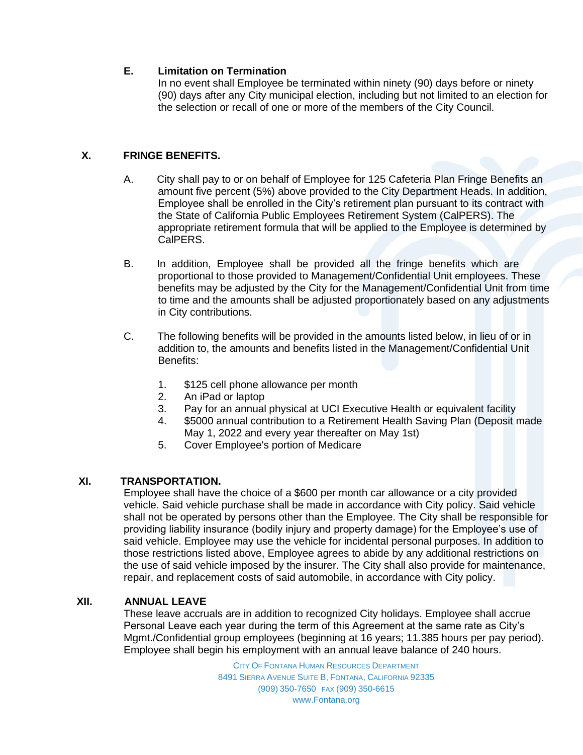**E. Limitation on Termination**

In no event shall Employee be terminated within ninety (90) days before or ninety (90) days after any City municipal election, including but not limited to an election for the selection or recall of one or more of the members of the City Council.

## X. FRINGE BENEFITS.

A. City shall pay to or on behalf of Employee for 125 Cafeteria Plan Fringe Benefits an amount five percent (5%) above provided to the City Department Heads. In addition, Employee shall be enrolled in the City's retirement plan pursuant to its contract with the State of California Public Employees Retirement System (CalPERS). The appropriate retirement formula that will be applied to the Employee is determined by CalPERS.

B. In addition, Employee shall be provided all the fringe benefits which are proportional to those provided to Management/Confidential Unit employees. These benefits may be adjusted by the City for the Management/Confidential Unit from time to time and the amounts shall be adjusted proportionately based on any adjustments in City contributions.

C. The following benefits will be provided in the amounts listed below, in lieu of or in addition to, the amounts and benefits listed in the Management/Confidential Unit Benefits:

1. $125 cell phone allowance per month
2. An iPad or laptop
3. Pay for an annual physical at UCI Executive Health or equivalent facility
4. $5000 annual contribution to a Retirement Health Saving Plan (Deposit made May 1, 2022 and every year thereafter on May 1st)
5. Cover Employee's portion of Medicare

## XI. TRANSPORTATION.

Employee shall have the choice of a $600 per month car allowance or a city provided vehicle. Said vehicle purchase shall be made in accordance with City policy. Said vehicle shall not be operated by persons other than the Employee. The City shall be responsible for providing liability insurance (bodily injury and property damage) for the Employee's use of said vehicle. Employee may use the vehicle for incidental personal purposes. In addition to those restrictions listed above, Employee agrees to abide by any additional restrictions on the use of said vehicle imposed by the insurer. The City shall also provide for maintenance, repair, and replacement costs of said automobile, in accordance with City policy.

## XII. ANNUAL LEAVE

These leave accruals are in addition to recognized City holidays. Employee shall accrue Personal Leave each year during the term of this Agreement at the same rate as City's Mgmt./Confidential group employees (beginning at 16 years; 11.385 hours per pay period). Employee shall begin his employment with an annual leave balance of 240 hours.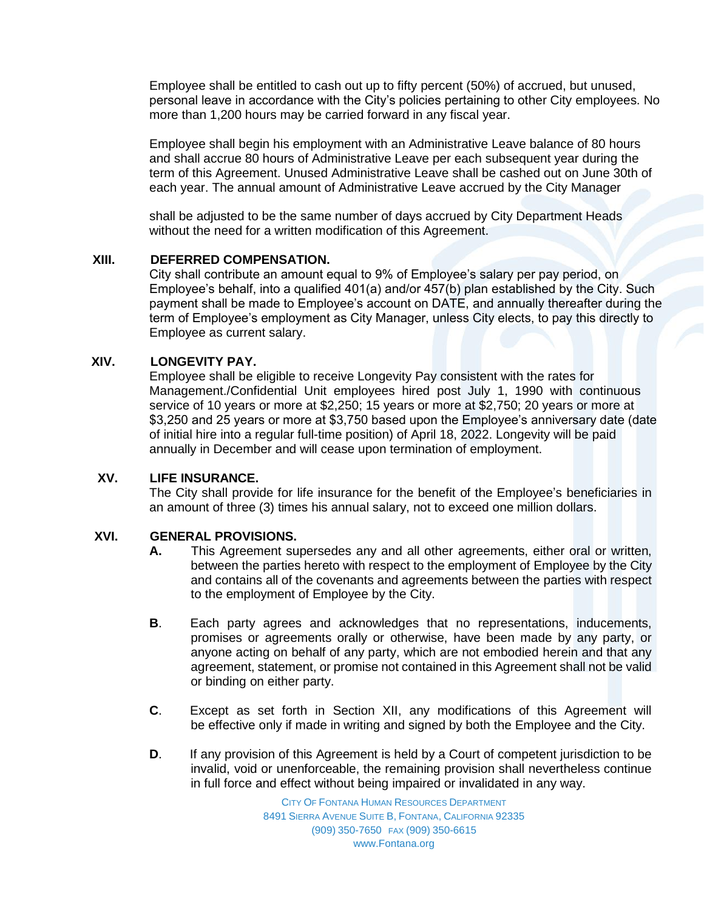Employee shall be entitled to cash out up to fifty percent (50%) of accrued, but unused, personal leave in accordance with the City's policies pertaining to other City employees. No more than 1,200 hours may be carried forward in any fiscal year.

Employee shall begin his employment with an Administrative Leave balance of 80 hours and shall accrue 80 hours of Administrative Leave per each subsequent year during the term of this Agreement. Unused Administrative Leave shall be cashed out on June 30th of each year. The annual amount of Administrative Leave accrued by the City Manager

shall be adjusted to be the same number of days accrued by City Department Heads without the need for a written modification of this Agreement.

**XIII. DEFERRED COMPENSATION.**

City shall contribute an amount equal to 9% of Employee's salary per pay period, on Employee's behalf, into a qualified 401(a) and/or 457(b) plan established by the City. Such payment shall be made to Employee's account on DATE, and annually thereafter during the term of Employee's employment as City Manager, unless City elects, to pay this directly to Employee as current salary.

**XIV. LONGEVITY PAY.**

Employee shall be eligible to receive Longevity Pay consistent with the rates for Management./Confidential Unit employees hired post July 1, 1990 with continuous service of 10 years or more at $2,250; 15 years or more at $2,750; 20 years or more at $3,250 and 25 years or more at $3,750 based upon the Employee's anniversary date (date of initial hire into a regular full-time position) of April 18, 2022. Longevity will be paid annually in December and will cease upon termination of employment.

**XV. LIFE INSURANCE.**

The City shall provide for life insurance for the benefit of the Employee's beneficiaries in an amount of three (3) times his annual salary, not to exceed one million dollars.

**XVI. GENERAL PROVISIONS.**

**A.** This Agreement supersedes any and all other agreements, either oral or written, between the parties hereto with respect to the employment of Employee by the City and contains all of the covenants and agreements between the parties with respect to the employment of Employee by the City.

**B**. Each party agrees and acknowledges that no representations, inducements, promises or agreements orally or otherwise, have been made by any party, or anyone acting on behalf of any party, which are not embodied herein and that any agreement, statement, or promise not contained in this Agreement shall not be valid or binding on either party.

**C**. Except as set forth in Section XII, any modifications of this Agreement will be effective only if made in writing and signed by both the Employee and the City.

**D**. If any provision of this Agreement is held by a Court of competent jurisdiction to be invalid, void or unenforceable, the remaining provision shall nevertheless continue in full force and effect without being impaired or invalidated in any way.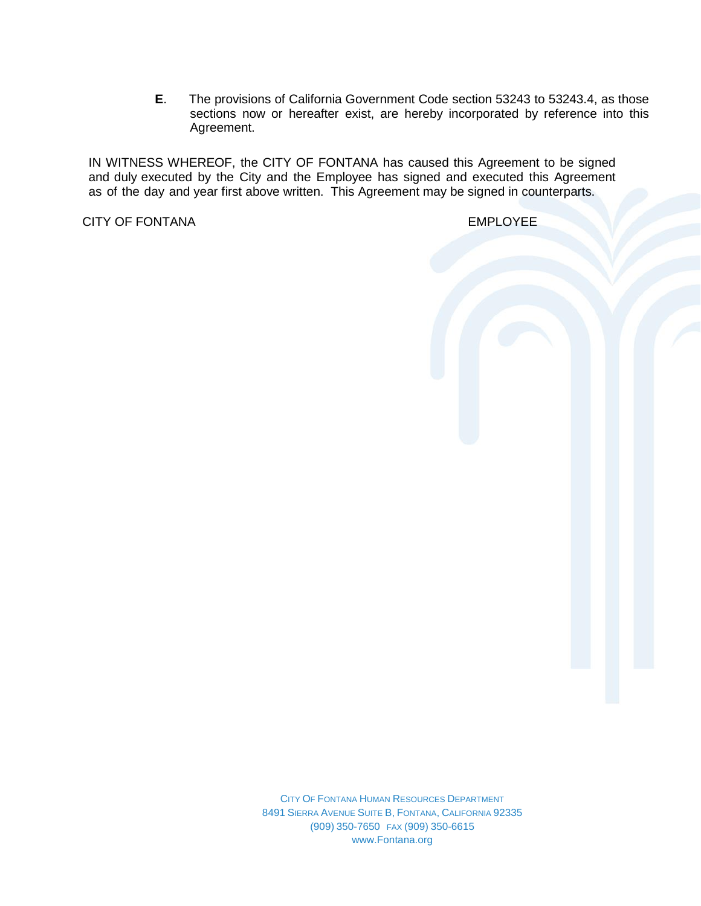**E**. The provisions of California Government Code section 53243 to 53243.4, as those sections now or hereafter exist, are hereby incorporated by reference into this Agreement.

IN WITNESS WHEREOF, the CITY OF FONTANA has caused this Agreement to be signed and duly executed by the City and the Employee has signed and executed this Agreement as of the day and year first above written. This Agreement may be signed in counterparts.

CITY OF FONTANA

EMPLOYEE

CITY OF FONTANA HUMAN RESOURCES DEPARTMENT
8491 SIERRA AVENUE SUITE B, FONTANA, CALIFORNIA 92335
(909) 350-7650 FAX (909) 350-6615
www.Fontana.org